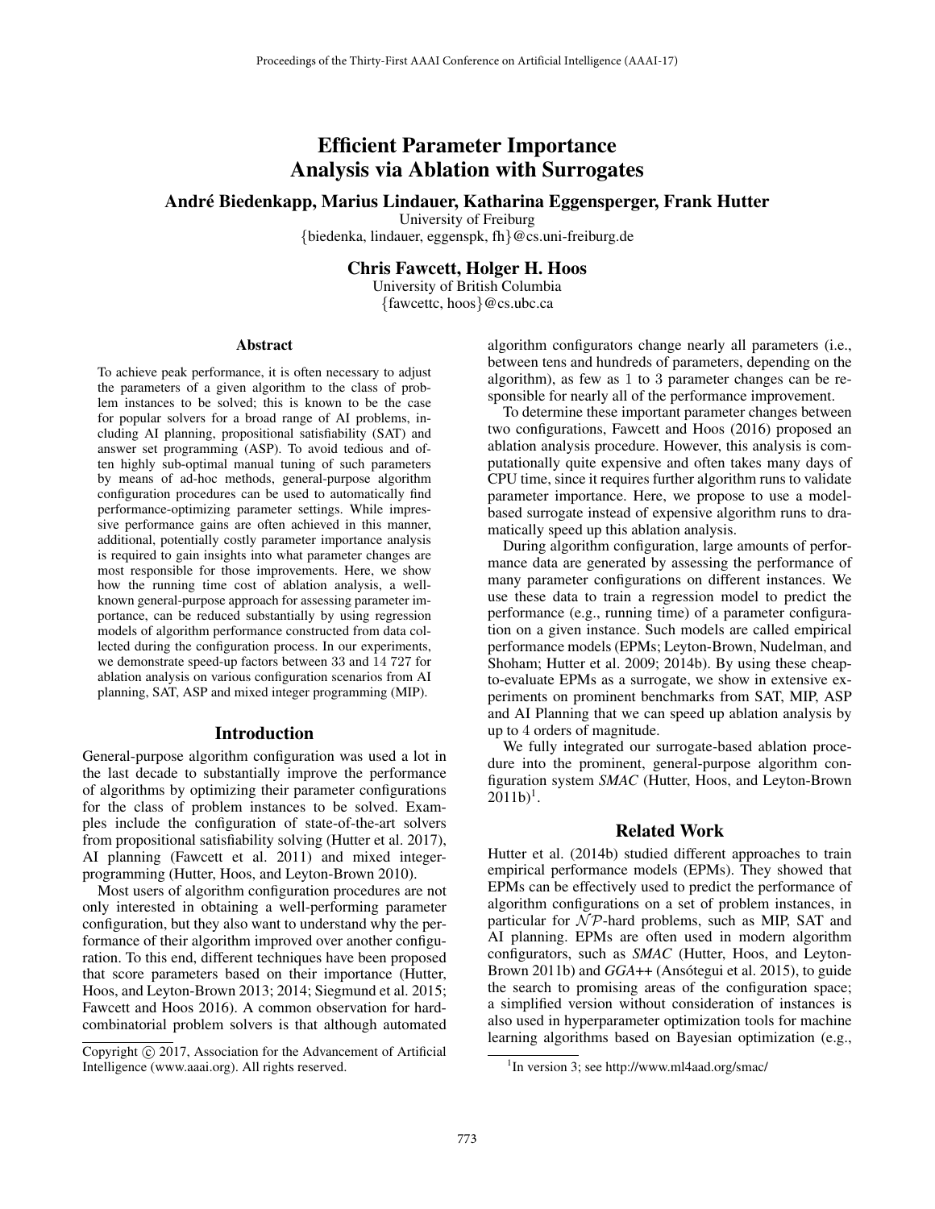# Efficient Parameter Importance Analysis via Ablation with Surrogates

**André Biedenkapp, Marius Lindauer, Katharina Eggensperger, Frank Hutter**
University of Freiburg
{biedenka, lindauer, eggenspk, fh}@cs.uni-freiburg.de

**Chris Fawcett, Holger H. Hoos**
University of British Columbia
{fawcettc, hoos}@cs.ubc.ca

### Abstract

To achieve peak performance, it is often necessary to adjust the parameters of a given algorithm to the class of problem instances to be solved; this is known to be the case for popular solvers for a broad range of AI problems, including AI planning, propositional satisfiability (SAT) and answer set programming (ASP). To avoid tedious and often highly sub-optimal manual tuning of such parameters by means of ad-hoc methods, general-purpose algorithm configuration procedures can be used to automatically find performance-optimizing parameter settings. While impressive performance gains are often achieved in this manner, additional, potentially costly parameter importance analysis is required to gain insights into what parameter changes are most responsible for those improvements. Here, we show how the running time cost of ablation analysis, a well-known general-purpose approach for assessing parameter importance, can be reduced substantially by using regression models of algorithm performance constructed from data collected during the configuration process. In our experiments, we demonstrate speed-up factors between 33 and 14 727 for ablation analysis on various configuration scenarios from AI planning, SAT, ASP and mixed integer programming (MIP).

## Introduction

General-purpose algorithm configuration was used a lot in the last decade to substantially improve the performance of algorithms by optimizing their parameter configurations for the class of problem instances to be solved. Examples include the configuration of state-of-the-art solvers from propositional satisfiability solving (Hutter et al. 2017), AI planning (Fawcett et al. 2011) and mixed integer-programming (Hutter, Hoos, and Leyton-Brown 2010).

Most users of algorithm configuration procedures are not only interested in obtaining a well-performing parameter configuration, but they also want to understand why the performance of their algorithm improved over another configuration. To this end, different techniques have been proposed that score parameters based on their importance (Hutter, Hoos, and Leyton-Brown 2013; 2014; Siegmund et al. 2015; Fawcett and Hoos 2016). A common observation for hard-combinatorial problem solvers is that although automated algorithm configurators change nearly all parameters (i.e., between tens and hundreds of parameters, depending on the algorithm), as few as 1 to 3 parameter changes can be responsible for nearly all of the performance improvement.

To determine these important parameter changes between two configurations, Fawcett and Hoos (2016) proposed an ablation analysis procedure. However, this analysis is computationally quite expensive and often takes many days of CPU time, since it requires further algorithm runs to validate parameter importance. Here, we propose to use a model-based surrogate instead of expensive algorithm runs to dramatically speed up this ablation analysis.

During algorithm configuration, large amounts of performance data are generated by assessing the performance of many parameter configurations on different instances. We use these data to train a regression model to predict the performance (e.g., running time) of a parameter configuration on a given instance. Such models are called empirical performance models (EPMs; Leyton-Brown, Nudelman, and Shoham; Hutter et al. 2009; 2014b). By using these cheap-to-evaluate EPMs as a surrogate, we show in extensive experiments on prominent benchmarks from SAT, MIP, ASP and AI Planning that we can speed up ablation analysis by up to 4 orders of magnitude.

We fully integrated our surrogate-based ablation procedure into the prominent, general-purpose algorithm configuration system *SMAC* (Hutter, Hoos, and Leyton-Brown 2011b)[1].

## Related Work

Hutter et al. (2014b) studied different approaches to train empirical performance models (EPMs). They showed that EPMs can be effectively used to predict the performance of algorithm configurations on a set of problem instances, in particular for $\mathcal{NP}$-hard problems, such as MIP, SAT and AI planning. EPMs are often used in modern algorithm configurators, such as *SMAC* (Hutter, Hoos, and Leyton-Brown 2011b) and *GGA++* (Ansótegui et al. 2015), to guide the search to promising areas of the configuration space; a simplified version without consideration of instances is also used in hyperparameter optimization tools for machine learning algorithms based on Bayesian optimization (e.g.,

Copyright © 2017, Association for the Advancement of Artificial Intelligence (www.aaai.org). All rights reserved.

[1] In version 3; see http://www.ml4aad.org/smac/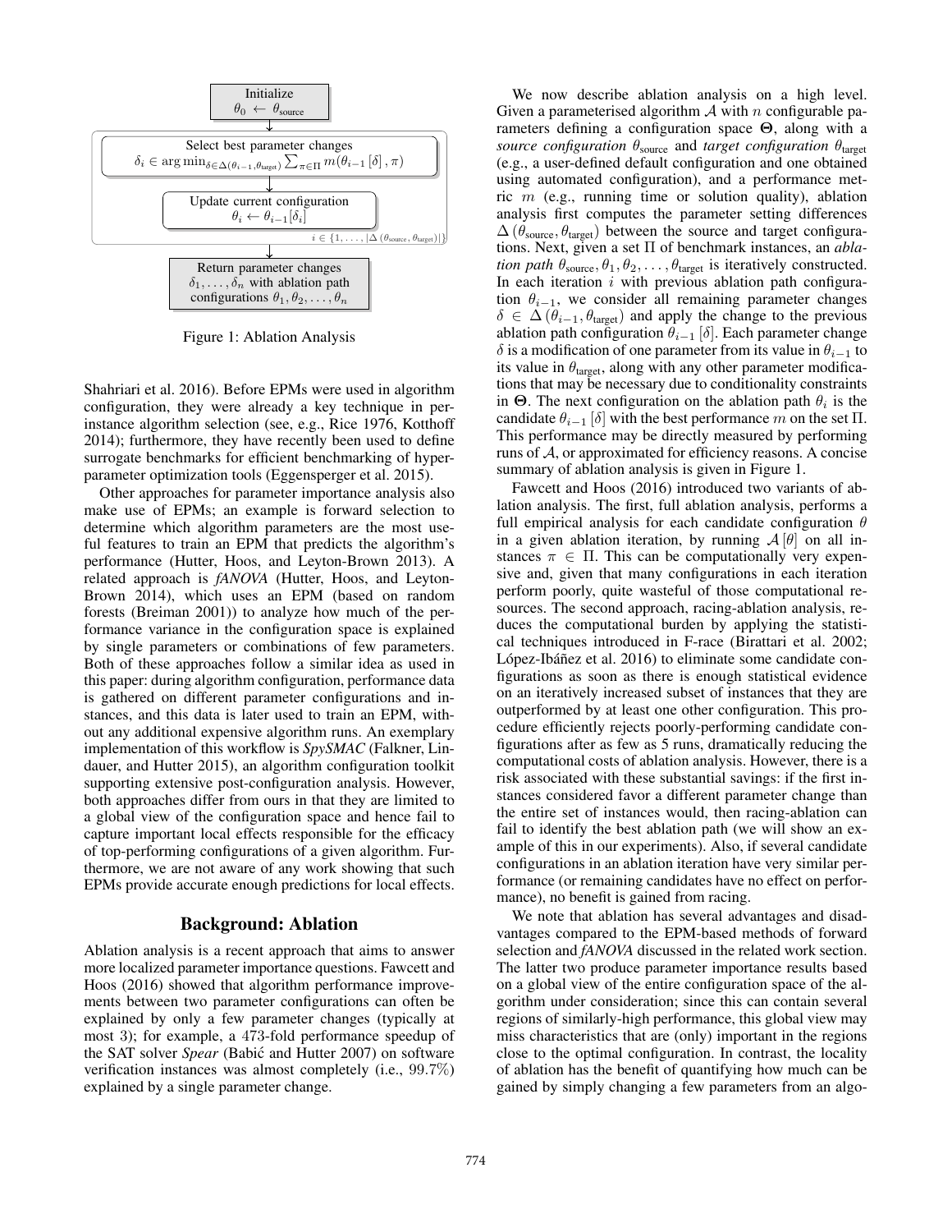Initialize
$\theta_0 \leftarrow \theta_{\text{source}}$

Select best parameter changes
$\delta_i \in \arg\min_{\delta \in \Delta(\theta_{i-1}, \theta_{\text{target}})} \sum_{\pi \in \Pi} m(\theta_{i-1}[\delta], \pi)$

Update current configuration
$\theta_i \leftarrow \theta_{i-1}[\delta_i]$

$i \in \{1, \ldots, |\Delta(\theta_{\text{source}}, \theta_{\text{target}})|\}$

Return parameter changes
$\delta_1, \ldots, \delta_n$ with ablation path
configurations $\theta_1, \theta_2, \ldots, \theta_n$

Figure 1: Ablation Analysis

Shahriari et al. 2016). Before EPMs were used in algorithm configuration, they were already a key technique in per-instance algorithm selection (see, e.g., Rice 1976, Kotthoff 2014); furthermore, they have recently been used to define surrogate benchmarks for efficient benchmarking of hyper-parameter optimization tools (Eggensperger et al. 2015).

Other approaches for parameter importance analysis also make use of EPMs; an example is forward selection to determine which algorithm parameters are the most useful features to train an EPM that predicts the algorithm's performance (Hutter, Hoos, and Leyton-Brown 2013). A related approach is *fANOVA* (Hutter, Hoos, and Leyton-Brown 2014), which uses an EPM (based on random forests (Breiman 2001)) to analyze how much of the performance variance in the configuration space is explained by single parameters or combinations of few parameters. Both of these approaches follow a similar idea as used in this paper: during algorithm configuration, performance data is gathered on different parameter configurations and instances, and this data is later used to train an EPM, without any additional expensive algorithm runs. An exemplary implementation of this workflow is *SpySMAC* (Falkner, Lindauer, and Hutter 2015), an algorithm configuration toolkit supporting extensive post-configuration analysis. However, both approaches differ from ours in that they are limited to a global view of the configuration space and hence fail to capture important local effects responsible for the efficacy of top-performing configurations of a given algorithm. Furthermore, we are not aware of any work showing that such EPMs provide accurate enough predictions for local effects.

## Background: Ablation

Ablation analysis is a recent approach that aims to answer more localized parameter importance questions. Fawcett and Hoos (2016) showed that algorithm performance improvements between two parameter configurations can often be explained by only a few parameter changes (typically at most 3); for example, a $473$-fold performance speedup of the SAT solver *Spear* (Babić and Hutter 2007) on software verification instances was almost completely (i.e., $99.7\%$) explained by a single parameter change.

We now describe ablation analysis on a high level. Given a parameterised algorithm $\mathcal{A}$ with $n$ configurable parameters defining a configuration space $\mathbf{\Theta}$, along with a *source configuration* $\theta_{\text{source}}$ and *target configuration* $\theta_{\text{target}}$ (e.g., a user-defined default configuration and one obtained using automated configuration), and a performance metric $m$ (e.g., running time or solution quality), ablation analysis first computes the parameter setting differences $\Delta(\theta_{\text{source}}, \theta_{\text{target}})$ between the source and target configurations. Next, given a set $\Pi$ of benchmark instances, an *ablation path* $\theta_{\text{source}}, \theta_1, \theta_2, \ldots, \theta_{\text{target}}$ is iteratively constructed. In each iteration $i$ with previous ablation path configuration $\theta_{i-1}$, we consider all remaining parameter changes $\delta \in \Delta(\theta_{i-1}, \theta_{\text{target}})$ and apply the change to the previous ablation path configuration $\theta_{i-1}[\delta]$. Each parameter change $\delta$ is a modification of one parameter from its value in $\theta_{i-1}$ to its value in $\theta_{\text{target}}$, along with any other parameter modifications that may be necessary due to conditionality constraints in $\mathbf{\Theta}$. The next configuration on the ablation path $\theta_i$ is the candidate $\theta_{i-1}[\delta]$ with the best performance $m$ on the set $\Pi$. This performance may be directly measured by performing runs of $\mathcal{A}$, or approximated for efficiency reasons. A concise summary of ablation analysis is given in Figure 1.

Fawcett and Hoos (2016) introduced two variants of ablation analysis. The first, full ablation analysis, performs a full empirical analysis for each candidate configuration $\theta$ in a given ablation iteration, by running $\mathcal{A}[\theta]$ on all instances $\pi \in \Pi$. This can be computationally very expensive and, given that many configurations in each iteration perform poorly, quite wasteful of those computational resources. The second approach, racing-ablation analysis, reduces the computational burden by applying the statistical techniques introduced in F-race (Birattari et al. 2002; López-Ibáñez et al. 2016) to eliminate some candidate configurations as soon as there is enough statistical evidence on an iteratively increased subset of instances that they are outperformed by at least one other configuration. This procedure efficiently rejects poorly-performing candidate configurations after as few as 5 runs, dramatically reducing the computational costs of ablation analysis. However, there is a risk associated with these substantial savings: if the first instances considered favor a different parameter change than the entire set of instances would, then racing-ablation can fail to identify the best ablation path (we will show an example of this in our experiments). Also, if several candidate configurations in an ablation iteration have very similar performance (or remaining candidates have no effect on performance), no benefit is gained from racing.

We note that ablation has several advantages and disadvantages compared to the EPM-based methods of forward selection and *fANOVA* discussed in the related work section. The latter two produce parameter importance results based on a global view of the entire configuration space of the algorithm under consideration; since this can contain several regions of similarly-high performance, this global view may miss characteristics that are (only) important in the regions close to the optimal configuration. In contrast, the locality of ablation has the benefit of quantifying how much can be gained by simply changing a few parameters from an algo-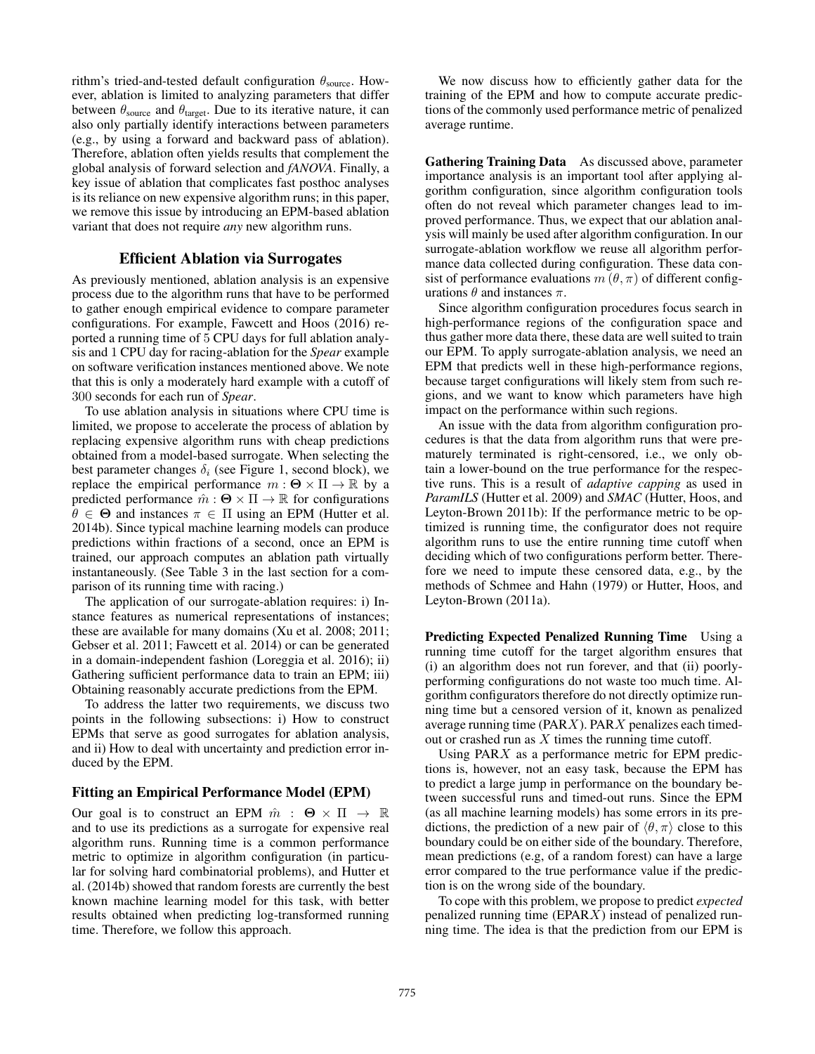rithm's tried-and-tested default configuration $\theta_{\text{source}}$. However, ablation is limited to analyzing parameters that differ between $\theta_{\text{source}}$ and $\theta_{\text{target}}$. Due to its iterative nature, it can also only partially identify interactions between parameters (e.g., by using a forward and backward pass of ablation). Therefore, ablation often yields results that complement the global analysis of forward selection and *fANOVA*. Finally, a key issue of ablation that complicates fast posthoc analyses is its reliance on new expensive algorithm runs; in this paper, we remove this issue by introducing an EPM-based ablation variant that does not require *any* new algorithm runs.

## Efficient Ablation via Surrogates

As previously mentioned, ablation analysis is an expensive process due to the algorithm runs that have to be performed to gather enough empirical evidence to compare parameter configurations. For example, Fawcett and Hoos (2016) reported a running time of 5 CPU days for full ablation analysis and 1 CPU day for racing-ablation for the *Spear* example on software verification instances mentioned above. We note that this is only a moderately hard example with a cutoff of 300 seconds for each run of *Spear*.

To use ablation analysis in situations where CPU time is limited, we propose to accelerate the process of ablation by replacing expensive algorithm runs with cheap predictions obtained from a model-based surrogate. When selecting the best parameter changes $\delta_i$ (see Figure 1, second block), we replace the empirical performance $m : \mathbf{\Theta} \times \Pi \to \mathbb{R}$ by a predicted performance $\hat{m} : \mathbf{\Theta} \times \Pi \to \mathbb{R}$ for configurations $\theta \in \mathbf{\Theta}$ and instances $\pi \in \Pi$ using an EPM (Hutter et al. 2014b). Since typical machine learning models can produce predictions within fractions of a second, once an EPM is trained, our approach computes an ablation path virtually instantaneously. (See Table 3 in the last section for a comparison of its running time with racing.)

The application of our surrogate-ablation requires: i) Instance features as numerical representations of instances; these are available for many domains (Xu et al. 2008; 2011; Gebser et al. 2011; Fawcett et al. 2014) or can be generated in a domain-independent fashion (Loreggia et al. 2016); ii) Gathering sufficient performance data to train an EPM; iii) Obtaining reasonably accurate predictions from the EPM.

To address the latter two requirements, we discuss two points in the following subsections: i) How to construct EPMs that serve as good surrogates for ablation analysis, and ii) How to deal with uncertainty and prediction error induced by the EPM.

### Fitting an Empirical Performance Model (EPM)

Our goal is to construct an EPM $\hat{m} : \mathbf{\Theta} \times \Pi \to \mathbb{R}$ and to use its predictions as a surrogate for expensive real algorithm runs. Running time is a common performance metric to optimize in algorithm configuration (in particular for solving hard combinatorial problems), and Hutter et al. (2014b) showed that random forests are currently the best known machine learning model for this task, with better results obtained when predicting log-transformed running time. Therefore, we follow this approach.

We now discuss how to efficiently gather data for the training of the EPM and how to compute accurate predictions of the commonly used performance metric of penalized average runtime.

**Gathering Training Data** As discussed above, parameter importance analysis is an important tool after applying algorithm configuration, since algorithm configuration tools often do not reveal which parameter changes lead to improved performance. Thus, we expect that our ablation analysis will mainly be used after algorithm configuration. In our surrogate-ablation workflow we reuse all algorithm performance data collected during configuration. These data consist of performance evaluations $m(\theta, \pi)$ of different configurations $\theta$ and instances $\pi$.

Since algorithm configuration procedures focus search in high-performance regions of the configuration space and thus gather more data there, these data are well suited to train our EPM. To apply surrogate-ablation analysis, we need an EPM that predicts well in these high-performance regions, because target configurations will likely stem from such regions, and we want to know which parameters have high impact on the performance within such regions.

An issue with the data from algorithm configuration procedures is that the data from algorithm runs that were prematurely terminated is right-censored, i.e., we only obtain a lower-bound on the true performance for the respective runs. This is a result of *adaptive capping* as used in *ParamILS* (Hutter et al. 2009) and *SMAC* (Hutter, Hoos, and Leyton-Brown 2011b): If the performance metric to be optimized is running time, the configurator does not require algorithm runs to use the entire running time cutoff when deciding which of two configurations perform better. Therefore we need to impute these censored data, e.g., by the methods of Schmee and Hahn (1979) or Hutter, Hoos, and Leyton-Brown (2011a).

**Predicting Expected Penalized Running Time** Using a running time cutoff for the target algorithm ensures that (i) an algorithm does not run forever, and that (ii) poorly-performing configurations do not waste too much time. Algorithm configurators therefore do not directly optimize running time but a censored version of it, known as penalized average running time (PAR$X$). PAR$X$ penalizes each timed-out or crashed run as $X$ times the running time cutoff.

Using PAR$X$ as a performance metric for EPM predictions is, however, not an easy task, because the EPM has to predict a large jump in performance on the boundary between successful runs and timed-out runs. Since the EPM (as all machine learning models) has some errors in its predictions, the prediction of a new pair of $\langle \theta, \pi \rangle$ close to this boundary could be on either side of the boundary. Therefore, mean predictions (e.g, of a random forest) can have a large error compared to the true performance value if the prediction is on the wrong side of the boundary.

To cope with this problem, we propose to predict *expected* penalized running time (EPAR$X$) instead of penalized running time. The idea is that the prediction from our EPM is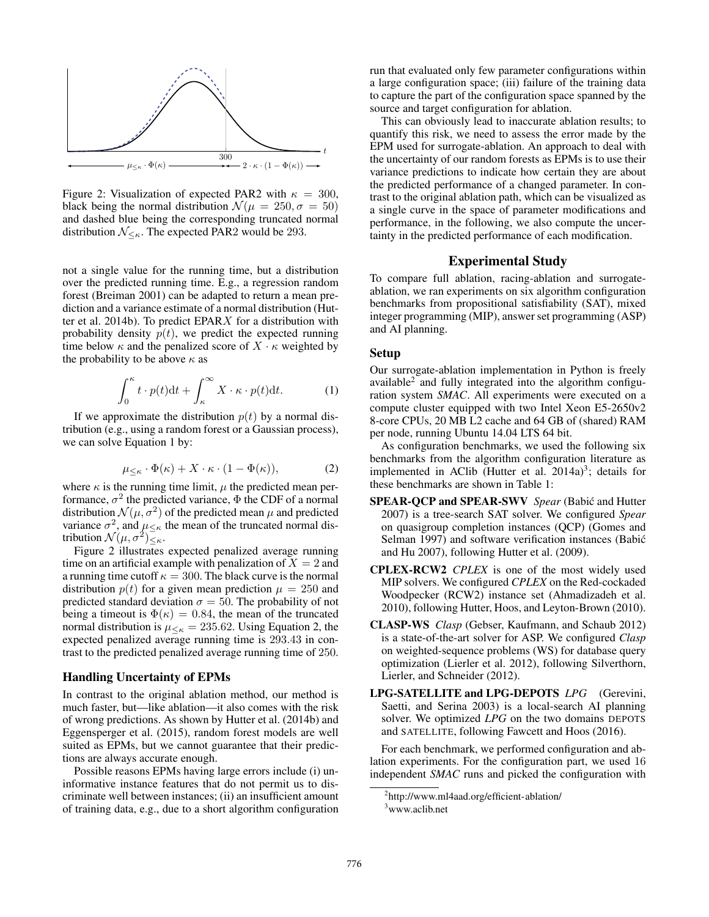300

$t$

$\mu_{\leq\kappa} \cdot \Phi(\kappa)$

$2 \cdot \kappa \cdot (1 - \Phi(\kappa))$

Figure 2: Visualization of expected PAR2 with $\kappa = 300$, black being the normal distribution $\mathcal{N}(\mu = 250, \sigma = 50)$ and dashed blue being the corresponding truncated normal distribution $\mathcal{N}_{\leq\kappa}$. The expected PAR2 would be 293.

not a single value for the running time, but a distribution over the predicted running time. E.g., a regression random forest (Breiman 2001) can be adapted to return a mean prediction and a variance estimate of a normal distribution (Hutter et al. 2014b). To predict EPAR$X$ for a distribution with probability density $p(t)$, we predict the expected running time below $\kappa$ and the penalized score of $X \cdot \kappa$ weighted by the probability to be above $\kappa$ as

$$\int_0^{\kappa} t \cdot p(t)\mathrm{d}t + \int_{\kappa}^{\infty} X \cdot \kappa \cdot p(t)\mathrm{d}t. \tag{1}$$

If we approximate the distribution $p(t)$ by a normal distribution (e.g., using a random forest or a Gaussian process), we can solve Equation 1 by:

$$\mu_{\leq\kappa} \cdot \Phi(\kappa) + X \cdot \kappa \cdot (1 - \Phi(\kappa)), \tag{2}$$

where $\kappa$ is the running time limit, $\mu$ the predicted mean performance, $\sigma^2$ the predicted variance, $\Phi$ the CDF of a normal distribution $\mathcal{N}(\mu, \sigma^2)$ of the predicted mean $\mu$ and predicted variance $\sigma^2$, and $\mu_{\leq\kappa}$ the mean of the truncated normal distribution $\mathcal{N}(\mu, \sigma^2)_{\leq\kappa}$.

Figure 2 illustrates expected penalized average running time on an artificial example with penalization of $X = 2$ and a running time cutoff $\kappa = 300$. The black curve is the normal distribution $p(t)$ for a given mean prediction $\mu = 250$ and predicted standard deviation $\sigma = 50$. The probability of not being a timeout is $\Phi(\kappa) = 0.84$, the mean of the truncated normal distribution is $\mu_{\leq\kappa} = 235.62$. Using Equation 2, the expected penalized average running time is $293.43$ in contrast to the predicted penalized average running time of $250$.

### Handling Uncertainty of EPMs

In contrast to the original ablation method, our method is much faster, but—like ablation—it also comes with the risk of wrong predictions. As shown by Hutter et al. (2014b) and Eggensperger et al. (2015), random forest models are well suited as EPMs, but we cannot guarantee that their predictions are always accurate enough.

Possible reasons EPMs having large errors include (i) uninformative instance features that do not permit us to discriminate well between instances; (ii) an insufficient amount of training data, e.g., due to a short algorithm configuration run that evaluated only few parameter configurations within a large configuration space; (iii) failure of the training data to capture the part of the configuration space spanned by the source and target configuration for ablation.

This can obviously lead to inaccurate ablation results; to quantify this risk, we need to assess the error made by the EPM used for surrogate-ablation. An approach to deal with the uncertainty of our random forests as EPMs is to use their variance predictions to indicate how certain they are about the predicted performance of a changed parameter. In contrast to the original ablation path, which can be visualized as a single curve in the space of parameter modifications and performance, in the following, we also compute the uncertainty in the predicted performance of each modification.

## Experimental Study

To compare full ablation, racing-ablation and surrogate-ablation, we ran experiments on six algorithm configuration benchmarks from propositional satisfiability (SAT), mixed integer programming (MIP), answer set programming (ASP) and AI planning.

### Setup

Our surrogate-ablation implementation in Python is freely available[2] and fully integrated into the algorithm configuration system *SMAC*. All experiments were executed on a compute cluster equipped with two Intel Xeon E5-2650v2 8-core CPUs, 20 MB L2 cache and 64 GB of (shared) RAM per node, running Ubuntu 14.04 LTS 64 bit.

As configuration benchmarks, we used the following six benchmarks from the algorithm configuration literature as implemented in AClib (Hutter et al. 2014a)[3]; details for these benchmarks are shown in Table 1:

- **SPEAR-QCP and SPEAR-SWV** *Spear* (Babić and Hutter 2007) is a tree-search SAT solver. We configured *Spear* on quasigroup completion instances (QCP) (Gomes and Selman 1997) and software verification instances (Babić and Hu 2007), following Hutter et al. (2009).
- **CPLEX-RCW2** *CPLEX* is one of the most widely used MIP solvers. We configured *CPLEX* on the Red-cockaded Woodpecker (RCW2) instance set (Ahmadizadeh et al. 2010), following Hutter, Hoos, and Leyton-Brown (2010).
- **CLASP-WS** *Clasp* (Gebser, Kaufmann, and Schaub 2012) is a state-of-the-art solver for ASP. We configured *Clasp* on weighted-sequence problems (WS) for database query optimization (Lierler et al. 2012), following Silverthorn, Lierler, and Schneider (2012).
- **LPG-SATELLITE and LPG-DEPOTS** *LPG* (Gerevini, Saetti, and Serina 2003) is a local-search AI planning solver. We optimized *LPG* on the two domains DEPOTS and SATELLITE, following Fawcett and Hoos (2016).

For each benchmark, we performed configuration and ablation experiments. For the configuration part, we used 16 independent *SMAC* runs and picked the configuration with

[2] http://www.ml4aad.org/efficient-ablation/

[3] www.aclib.net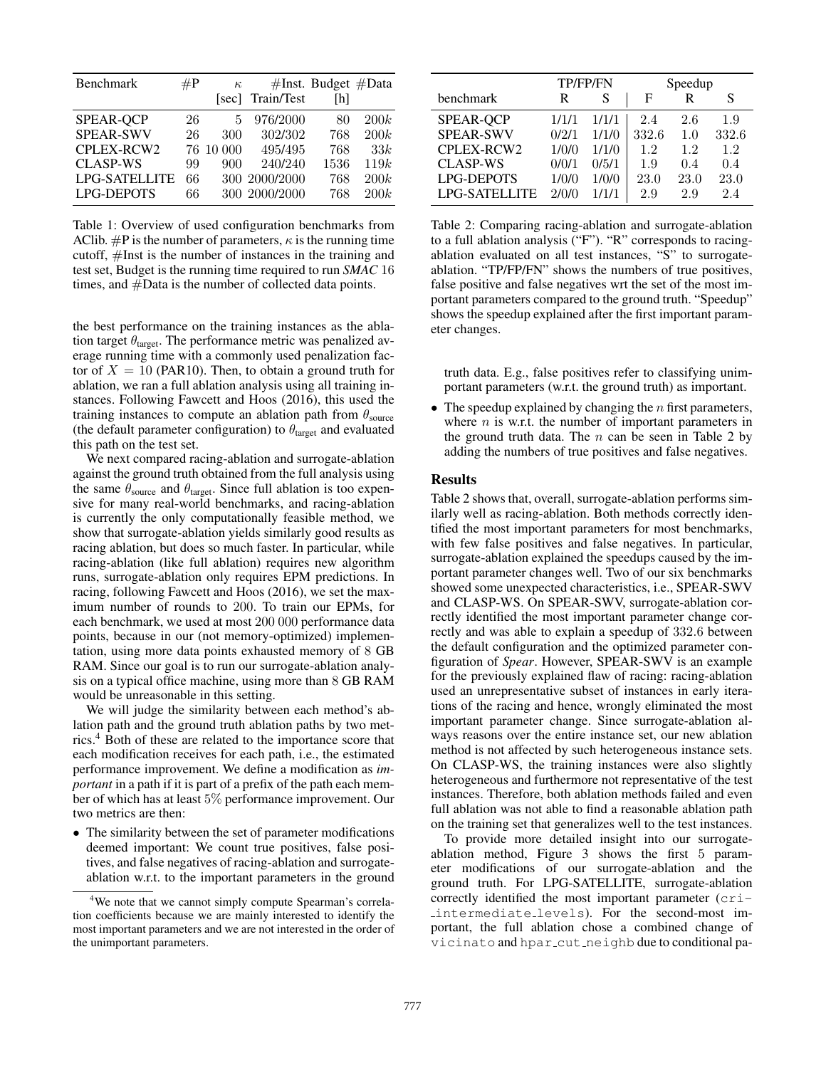| Benchmark | #P | $\kappa$ [sec] | #Inst. Train/Test | Budget [h] | #Data |
|---|---|---|---|---|---|
| SPEAR-QCP | 26 | 5 | 976/2000 | 80 | $200k$ |
| SPEAR-SWV | 26 | 300 | 302/302 | 768 | $200k$ |
| CPLEX-RCW2 | 76 | 10 000 | 495/495 | 768 | $33k$ |
| CLASP-WS | 99 | 900 | 240/240 | 1536 | $119k$ |
| LPG-SATELLITE | 66 | 300 | 2000/2000 | 768 | $200k$ |
| LPG-DEPOTS | 66 | 300 | 2000/2000 | 768 | $200k$ |

Table 1: Overview of used configuration benchmarks from AClib. #P is the number of parameters, $\kappa$ is the running time cutoff, #Inst is the number of instances in the training and test set, Budget is the running time required to run *SMAC* 16 times, and #Data is the number of collected data points.

the best performance on the training instances as the ablation target $\theta_{\text{target}}$. The performance metric was penalized average running time with a commonly used penalization factor of $X = 10$ (PAR10). Then, to obtain a ground truth for ablation, we ran a full ablation analysis using all training instances. Following Fawcett and Hoos (2016), this used the training instances to compute an ablation path from $\theta_{\text{source}}$ (the default parameter configuration) to $\theta_{\text{target}}$ and evaluated this path on the test set.

We next compared racing-ablation and surrogate-ablation against the ground truth obtained from the full analysis using the same $\theta_{\text{source}}$ and $\theta_{\text{target}}$. Since full ablation is too expensive for many real-world benchmarks, and racing-ablation is currently the only computationally feasible method, we show that surrogate-ablation yields similarly good results as racing ablation, but does so much faster. In particular, while racing-ablation (like full ablation) requires new algorithm runs, surrogate-ablation only requires EPM predictions. In racing, following Fawcett and Hoos (2016), we set the maximum number of rounds to 200. To train our EPMs, for each benchmark, we used at most 200 000 performance data points, because in our (not memory-optimized) implementation, using more data points exhausted memory of 8 GB RAM. Since our goal is to run our surrogate-ablation analysis on a typical office machine, using more than 8 GB RAM would be unreasonable in this setting.

We will judge the similarity between each method's ablation path and the ground truth ablation paths by two metrics.[4] Both of these are related to the importance score that each modification receives for each path, i.e., the estimated performance improvement. We define a modification as *important* in a path if it is part of a prefix of the path each member of which has at least 5% performance improvement. Our two metrics are then:

- The similarity between the set of parameter modifications deemed important: We count true positives, false positives, and false negatives of racing-ablation and surrogate-ablation w.r.t. to the important parameters in the ground truth data. E.g., false positives refer to classifying unimportant parameters (w.r.t. the ground truth) as important.
- The speedup explained by changing the $n$ first parameters, where $n$ is w.r.t. the number of important parameters in the ground truth data. The $n$ can be seen in Table 2 by adding the numbers of true positives and false negatives.

[4] We note that we cannot simply compute Spearman's correlation coefficients because we are mainly interested to identify the most important parameters and we are not interested in the order of the unimportant parameters.

| | TP/FP/FN | | Speedup | | |
|---|---|---|---|---|---|
| benchmark | R | S | F | R | S |
| SPEAR-QCP | 1/1/1 | 1/1/1 | 2.4 | 2.6 | 1.9 |
| SPEAR-SWV | 0/2/1 | 1/1/0 | 332.6 | 1.0 | 332.6 |
| CPLEX-RCW2 | 1/0/0 | 1/1/0 | 1.2 | 1.2 | 1.2 |
| CLASP-WS | 0/0/1 | 0/5/1 | 1.9 | 0.4 | 0.4 |
| LPG-DEPOTS | 1/0/0 | 1/0/0 | 23.0 | 23.0 | 23.0 |
| LPG-SATELLITE | 2/0/0 | 1/1/1 | 2.9 | 2.9 | 2.4 |

Table 2: Comparing racing-ablation and surrogate-ablation to a full ablation analysis ("F"). "R" corresponds to racing-ablation evaluated on all test instances, "S" to surrogate-ablation. "TP/FP/FN" shows the numbers of true positives, false positive and false negatives wrt the set of the most important parameters compared to the ground truth. "Speedup" shows the speedup explained after the first important parameter changes.

## Results

Table 2 shows that, overall, surrogate-ablation performs similarly well as racing-ablation. Both methods correctly identified the most important parameters for most benchmarks, with few false positives and false negatives. In particular, surrogate-ablation explained the speedups caused by the important parameter changes well. Two of our six benchmarks showed some unexpected characteristics, i.e., SPEAR-SWV and CLASP-WS. On SPEAR-SWV, surrogate-ablation correctly identified the most important parameter change correctly and was able to explain a speedup of 332.6 between the default configuration and the optimized parameter configuration of *Spear*. However, SPEAR-SWV is an example for the previously explained flaw of racing: racing-ablation used an unrepresentative subset of instances in early iterations of the racing and hence, wrongly eliminated the most important parameter change. Since surrogate-ablation always reasons over the entire instance set, our new ablation method is not affected by such heterogeneous instance sets. On CLASP-WS, the training instances were also slightly heterogeneous and furthermore not representative of the test instances. Therefore, both ablation methods failed and even full ablation was not able to find a reasonable ablation path on the training set that generalizes well to the test instances.

To provide more detailed insight into our surrogate-ablation method, Figure 3 shows the first 5 parameter modifications of our surrogate-ablation and the ground truth. For LPG-SATELLITE, surrogate-ablation correctly identified the most important parameter (`cri_intermediate_levels`). For the second-most important, the full ablation chose a combined change of `vicinato` and `hpar_cut_neighb` due to conditional pa-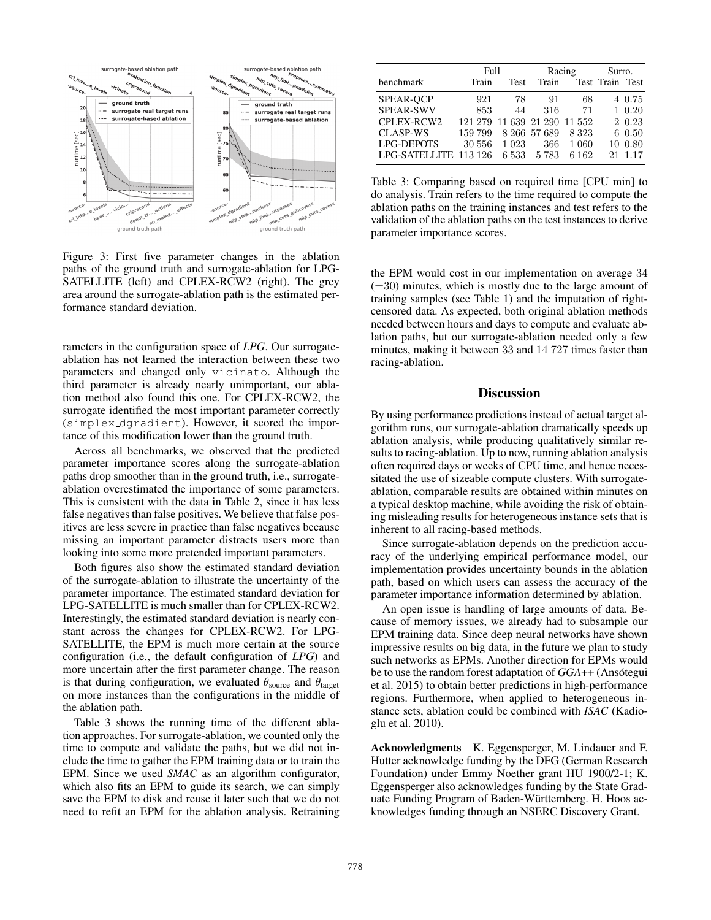surrogate-based ablation path

-source- cri_inte...e_levels vicinato cripreconde evaluation_function h

ground truth
surrogate real target runs
surrogate-based ablation

runtime [sec]

20
18
16
14
12
10
8
6

-source- cri_inte...e_levels hper_-... vicin... cripreconde donot_tr... actions no_mutex... effects

ground truth path

surrogate-based ablation path

-source- simplex_dgradient simplex_pgradient mip_cuts_covers mip_limi...pnodelim preproce...symmetry

ground truth
surrogate real target runs
surrogate-based ablation

runtime [sec]

85
80
75
70
65
60

-source- simplex_dgradient mip_stra...rinsheur mip_limi...utpasses mip_cuts_gubcovers mip_cuts_covers

ground truth path

Figure 3: First five parameter changes in the ablation paths of the ground truth and surrogate-ablation for LPG-SATELLITE (left) and CPLEX-RCW2 (right). The grey area around the surrogate-ablation path is the estimated performance standard deviation.

rameters in the configuration space of *LPG*. Our surrogate-ablation has not learned the interaction between these two parameters and changed only `vicinato`. Although the third parameter is already nearly unimportant, our ablation method also found this one. For CPLEX-RCW2, the surrogate identified the most important parameter correctly (`simplex_dgradient`). However, it scored the importance of this modification lower than the ground truth.

Across all benchmarks, we observed that the predicted parameter importance scores along the surrogate-ablation paths drop smoother than in the ground truth, i.e., surrogate-ablation overestimated the importance of some parameters. This is consistent with the data in Table 2, since it has less false negatives than false positives. We believe that false positives are less severe in practice than false negatives because missing an important parameter distracts users more than looking into some more pretended important parameters.

Both figures also show the estimated standard deviation of the surrogate-ablation to illustrate the uncertainty of the parameter importance. The estimated standard deviation for LPG-SATELLITE is much smaller than for CPLEX-RCW2. Interestingly, the estimated standard deviation is nearly constant across the changes for CPLEX-RCW2. For LPG-SATELLITE, the EPM is much more certain at the source configuration (i.e., the default configuration of *LPG*) and more uncertain after the first parameter change. The reason is that during configuration, we evaluated $\theta_{\text{source}}$ and $\theta_{\text{target}}$ on more instances than the configurations in the middle of the ablation path.

Table 3 shows the running time of the different ablation approaches. For surrogate-ablation, we counted only the time to compute and validate the paths, but we did not include the time to gather the EPM training data or to train the EPM. Since we used *SMAC* as an algorithm configurator, which also fits an EPM to guide its search, we can simply save the EPM to disk and reuse it later such that we do not need to refit an EPM for the ablation analysis. Retraining

| | Full | | Racing | | Surro. | |
|---|---|---|---|---|---|---|
| benchmark | Train | Test | Train | Test | Train | Test |
| SPEAR-QCP | 921 | 78 | 91 | 68 | 4 | 0.75 |
| SPEAR-SWV | 853 | 44 | 316 | 71 | 1 | 0.20 |
| CPLEX-RCW2 | 121 279 | 11 639 | 21 290 | 11 552 | 2 | 0.23 |
| CLASP-WS | 159 799 | 8 266 | 57 689 | 8 323 | 6 | 0.50 |
| LPG-DEPOTS | 30 556 | 1 023 | 366 | 1 060 | 10 | 0.80 |
| LPG-SATELLITE | 113 126 | 6 533 | 5 783 | 6 162 | 21 | 1.17 |

Table 3: Comparing based on required time [CPU min] to do analysis. Train refers to the time required to compute the ablation paths on the training instances and test refers to the validation of the ablation paths on the test instances to derive parameter importance scores.

the EPM would cost in our implementation on average 34 ($\pm 30$) minutes, which is mostly due to the large amount of training samples (see Table 1) and the imputation of right-censored data. As expected, both original ablation methods needed between hours and days to compute and evaluate ablation paths, but our surrogate-ablation needed only a few minutes, making it between 33 and 14 727 times faster than racing-ablation.

## Discussion

By using performance predictions instead of actual target algorithm runs, our surrogate-ablation dramatically speeds up ablation analysis, while producing qualitatively similar results to racing-ablation. Up to now, running ablation analysis often required days or weeks of CPU time, and hence necessitated the use of sizeable compute clusters. With surrogate-ablation, comparable results are obtained within minutes on a typical desktop machine, while avoiding the risk of obtaining misleading results for heterogeneous instance sets that is inherent to all racing-based methods.

Since surrogate-ablation depends on the prediction accuracy of the underlying empirical performance model, our implementation provides uncertainty bounds in the ablation path, based on which users can assess the accuracy of the parameter importance information determined by ablation.

An open issue is handling of large amounts of data. Because of memory issues, we already had to subsample our EPM training data. Since deep neural networks have shown impressive results on big data, in the future we plan to study such networks as EPMs. Another direction for EPMs would be to use the random forest adaptation of *GGA++* (Ansótegui et al. 2015) to obtain better predictions in high-performance regions. Furthermore, when applied to heterogeneous instance sets, ablation could be combined with *ISAC* (Kadioglu et al. 2010).

**Acknowledgments** K. Eggensperger, M. Lindauer and F. Hutter acknowledge funding by the DFG (German Research Foundation) under Emmy Noether grant HU 1900/2-1; K. Eggensperger also acknowledges funding by the State Graduate Funding Program of Baden-Württemberg. H. Hoos acknowledges funding through an NSERC Discovery Grant.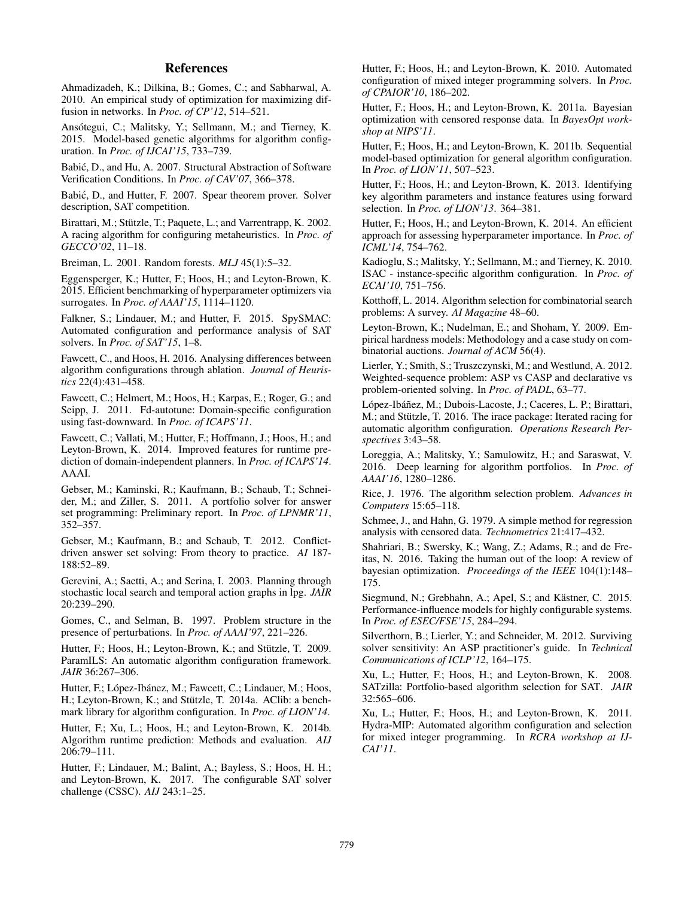## References

Ahmadizadeh, K.; Dilkina, B.; Gomes, C.; and Sabharwal, A. 2010. An empirical study of optimization for maximizing diffusion in networks. In *Proc. of CP'12*, 514–521.

Ansótegui, C.; Malitsky, Y.; Sellmann, M.; and Tierney, K. 2015. Model-based genetic algorithms for algorithm configuration. In *Proc. of IJCAI'15*, 733–739.

Babić, D., and Hu, A. 2007. Structural Abstraction of Software Verification Conditions. In *Proc. of CAV'07*, 366–378.

Babić, D., and Hutter, F. 2007. Spear theorem prover. Solver description, SAT competition.

Birattari, M.; Stützle, T.; Paquete, L.; and Varrentrapp, K. 2002. A racing algorithm for configuring metaheuristics. In *Proc. of GECCO'02*, 11–18.

Breiman, L. 2001. Random forests. *MLJ* 45(1):5–32.

Eggensperger, K.; Hutter, F.; Hoos, H.; and Leyton-Brown, K. 2015. Efficient benchmarking of hyperparameter optimizers via surrogates. In *Proc. of AAAI'15*, 1114–1120.

Falkner, S.; Lindauer, M.; and Hutter, F. 2015. SpySMAC: Automated configuration and performance analysis of SAT solvers. In *Proc. of SAT'15*, 1–8.

Fawcett, C., and Hoos, H. 2016. Analysing differences between algorithm configurations through ablation. *Journal of Heuristics* 22(4):431–458.

Fawcett, C.; Helmert, M.; Hoos, H.; Karpas, E.; Roger, G.; and Seipp, J. 2011. Fd-autotune: Domain-specific configuration using fast-downward. In *Proc. of ICAPS'11*.

Fawcett, C.; Vallati, M.; Hutter, F.; Hoffmann, J.; Hoos, H.; and Leyton-Brown, K. 2014. Improved features for runtime prediction of domain-independent planners. In *Proc. of ICAPS'14*. AAAI.

Gebser, M.; Kaminski, R.; Kaufmann, B.; Schaub, T.; Schneider, M.; and Ziller, S. 2011. A portfolio solver for answer set programming: Preliminary report. In *Proc. of LPNMR'11*, 352–357.

Gebser, M.; Kaufmann, B.; and Schaub, T. 2012. Conflict-driven answer set solving: From theory to practice. *AI* 187-188:52–89.

Gerevini, A.; Saetti, A.; and Serina, I. 2003. Planning through stochastic local search and temporal action graphs in lpg. *JAIR* 20:239–290.

Gomes, C., and Selman, B. 1997. Problem structure in the presence of perturbations. In *Proc. of AAAI'97*, 221–226.

Hutter, F.; Hoos, H.; Leyton-Brown, K.; and Stützle, T. 2009. ParamILS: An automatic algorithm configuration framework. *JAIR* 36:267–306.

Hutter, F.; López-Ibánez, M.; Fawcett, C.; Lindauer, M.; Hoos, H.; Leyton-Brown, K.; and Stützle, T. 2014a. AClib: a benchmark library for algorithm configuration. In *Proc. of LION'14*.

Hutter, F.; Xu, L.; Hoos, H.; and Leyton-Brown, K. 2014b. Algorithm runtime prediction: Methods and evaluation. *AIJ* 206:79–111.

Hutter, F.; Lindauer, M.; Balint, A.; Bayless, S.; Hoos, H. H.; and Leyton-Brown, K. 2017. The configurable SAT solver challenge (CSSC). *AIJ* 243:1–25.

Hutter, F.; Hoos, H.; and Leyton-Brown, K. 2010. Automated configuration of mixed integer programming solvers. In *Proc. of CPAIOR'10*, 186–202.

Hutter, F.; Hoos, H.; and Leyton-Brown, K. 2011a. Bayesian optimization with censored response data. In *BayesOpt workshop at NIPS'11*.

Hutter, F.; Hoos, H.; and Leyton-Brown, K. 2011b. Sequential model-based optimization for general algorithm configuration. In *Proc. of LION'11*, 507–523.

Hutter, F.; Hoos, H.; and Leyton-Brown, K. 2013. Identifying key algorithm parameters and instance features using forward selection. In *Proc. of LION'13*. 364–381.

Hutter, F.; Hoos, H.; and Leyton-Brown, K. 2014. An efficient approach for assessing hyperparameter importance. In *Proc. of ICML'14*, 754–762.

Kadioglu, S.; Malitsky, Y.; Sellmann, M.; and Tierney, K. 2010. ISAC - instance-specific algorithm configuration. In *Proc. of ECAI'10*, 751–756.

Kotthoff, L. 2014. Algorithm selection for combinatorial search problems: A survey. *AI Magazine* 48–60.

Leyton-Brown, K.; Nudelman, E.; and Shoham, Y. 2009. Empirical hardness models: Methodology and a case study on combinatorial auctions. *Journal of ACM* 56(4).

Lierler, Y.; Smith, S.; Truszczynski, M.; and Westlund, A. 2012. Weighted-sequence problem: ASP vs CASP and declarative vs problem-oriented solving. In *Proc. of PADL*, 63–77.

López-Ibáñez, M.; Dubois-Lacoste, J.; Caceres, L. P.; Birattari, M.; and Stützle, T. 2016. The irace package: Iterated racing for automatic algorithm configuration. *Operations Research Perspectives* 3:43–58.

Loreggia, A.; Malitsky, Y.; Samulowitz, H.; and Saraswat, V. 2016. Deep learning for algorithm portfolios. In *Proc. of AAAI'16*, 1280–1286.

Rice, J. 1976. The algorithm selection problem. *Advances in Computers* 15:65–118.

Schmee, J., and Hahn, G. 1979. A simple method for regression analysis with censored data. *Technometrics* 21:417–432.

Shahriari, B.; Swersky, K.; Wang, Z.; Adams, R.; and de Freitas, N. 2016. Taking the human out of the loop: A review of bayesian optimization. *Proceedings of the IEEE* 104(1):148–175.

Siegmund, N.; Grebhahn, A.; Apel, S.; and Kästner, C. 2015. Performance-influence models for highly configurable systems. In *Proc. of ESEC/FSE'15*, 284–294.

Silverthorn, B.; Lierler, Y.; and Schneider, M. 2012. Surviving solver sensitivity: An ASP practitioner's guide. In *Technical Communications of ICLP'12*, 164–175.

Xu, L.; Hutter, F.; Hoos, H.; and Leyton-Brown, K. 2008. SATzilla: Portfolio-based algorithm selection for SAT. *JAIR* 32:565–606.

Xu, L.; Hutter, F.; Hoos, H.; and Leyton-Brown, K. 2011. Hydra-MIP: Automated algorithm configuration and selection for mixed integer programming. In *RCRA workshop at IJCAI'11*.